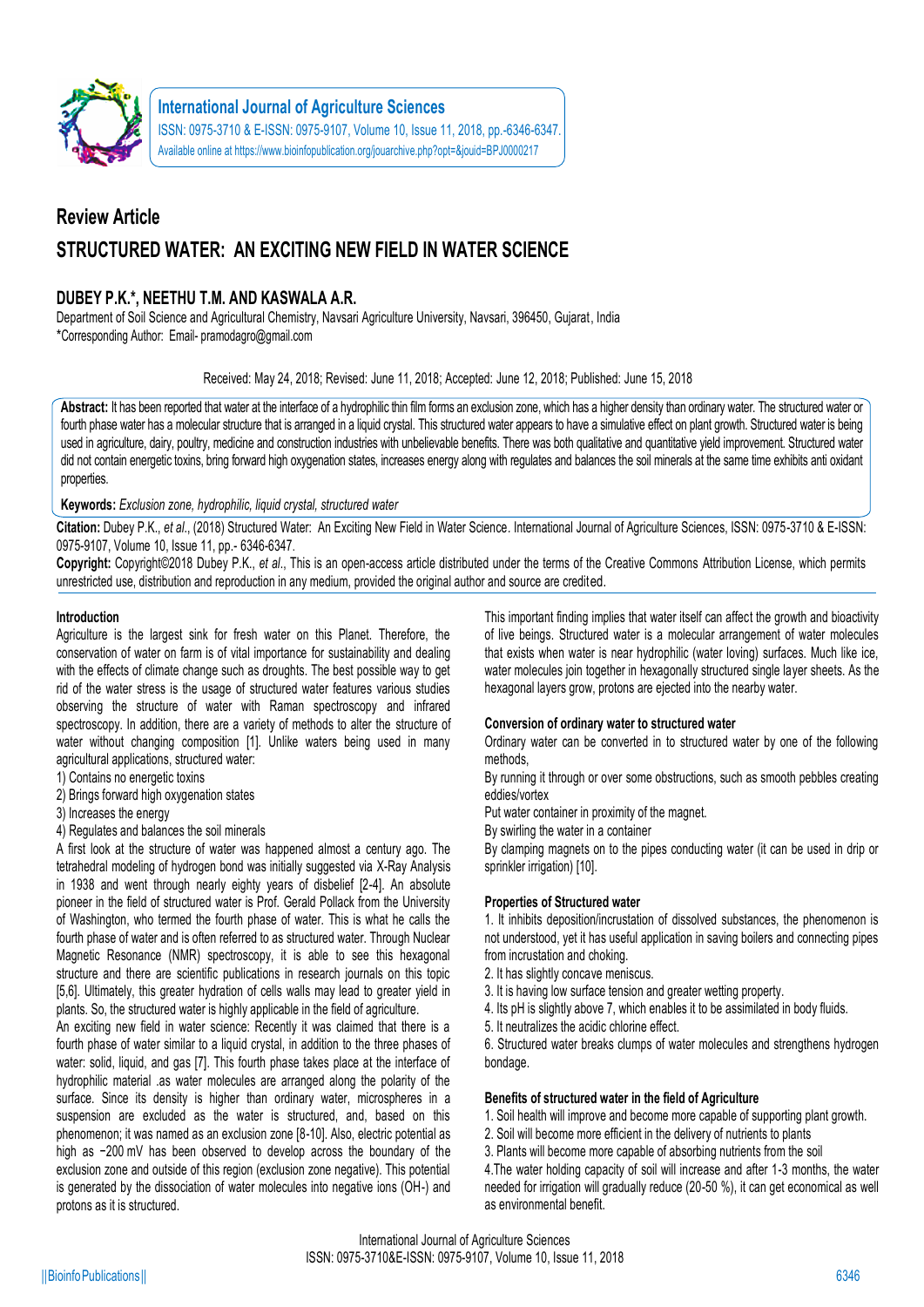# Review Article

# STRUCTURED WATER: AN EXCITING NEW FIELD IN WATER SCIENCE

## DUBEY P.K.*, NEETHU T.M. AND KASWALA A.R.

Department of Soil Science and Agricultural Chemistry, Navsari Agriculture University, Navsari, 396450, Gujarat, India
*Corresponding Author: Email- pramodagro@gmail.com

Received: May 24, 2018; Revised: June 11, 2018; Accepted: June 12, 2018; Published: June 15, 2018

**Abstract:** It has been reported that water at the interface of a hydrophilic thin film forms an exclusion zone, which has a higher density than ordinary water. The structured water or fourth phase water has a molecular structure that is arranged in a liquid crystal. This structured water appears to have a simulative effect on plant growth. Structured water is being used in agriculture, dairy, poultry, medicine and construction industries with unbelievable benefits. There was both qualitative and quantitative yield improvement. Structured water did not contain energetic toxins, bring forward high oxygenation states, increases energy along with regulates and balances the soil minerals at the same time exhibits anti oxidant properties.

**Keywords:** *Exclusion zone, hydrophilic, liquid crystal, structured water*

**Citation:** Dubey P.K., *et al*., (2018) Structured Water: An Exciting New Field in Water Science. International Journal of Agriculture Sciences, ISSN: 0975-3710 & E-ISSN: 0975-9107, Volume 10, Issue 11, pp.- 6346-6347.

**Copyright:** Copyright©2018 Dubey P.K., *et al*., This is an open-access article distributed under the terms of the Creative Commons Attribution License, which permits unrestricted use, distribution and reproduction in any medium, provided the original author and source are credited.

### Introduction

Agriculture is the largest sink for fresh water on this Planet. Therefore, the conservation of water on farm is of vital importance for sustainability and dealing with the effects of climate change such as droughts. The best possible way to get rid of the water stress is the usage of structured water features various studies observing the structure of water with Raman spectroscopy and infrared spectroscopy. In addition, there are a variety of methods to alter the structure of water without changing composition [1]. Unlike waters being used in many agricultural applications, structured water:

1) Contains no energetic toxins
2) Brings forward high oxygenation states
3) Increases the energy
4) Regulates and balances the soil minerals

A first look at the structure of water was happened almost a century ago. The tetrahedral modeling of hydrogen bond was initially suggested via X-Ray Analysis in 1938 and went through nearly eighty years of disbelief [2-4]. An absolute pioneer in the field of structured water is Prof. Gerald Pollack from the University of Washington, who termed the fourth phase of water. This is what he calls the fourth phase of water and is often referred to as structured water. Through Nuclear Magnetic Resonance (NMR) spectroscopy, it is able to see this hexagonal structure and there are scientific publications in research journals on this topic [5,6]. Ultimately, this greater hydration of cells walls may lead to greater yield in plants. So, the structured water is highly applicable in the field of agriculture.

An exciting new field in water science: Recently it was claimed that there is a fourth phase of water similar to a liquid crystal, in addition to the three phases of water: solid, liquid, and gas [7]. This fourth phase takes place at the interface of hydrophilic material .as water molecules are arranged along the polarity of the surface. Since its density is higher than ordinary water, microspheres in a suspension are excluded as the water is structured, and, based on this phenomenon; it was named as an exclusion zone [8-10]. Also, electric potential as high as −200 mV has been observed to develop across the boundary of the exclusion zone and outside of this region (exclusion zone negative). This potential is generated by the dissociation of water molecules into negative ions (OH-) and protons as it is structured.

This important finding implies that water itself can affect the growth and bioactivity of live beings. Structured water is a molecular arrangement of water molecules that exists when water is near hydrophilic (water loving) surfaces. Much like ice, water molecules join together in hexagonally structured single layer sheets. As the hexagonal layers grow, protons are ejected into the nearby water.

### Conversion of ordinary water to structured water

Ordinary water can be converted in to structured water by one of the following methods,

By running it through or over some obstructions, such as smooth pebbles creating eddies/vortex

Put water container in proximity of the magnet.

By swirling the water in a container

By clamping magnets on to the pipes conducting water (it can be used in drip or sprinkler irrigation) [10].

### Properties of Structured water

1. It inhibits deposition/incrustation of dissolved substances, the phenomenon is not understood, yet it has useful application in saving boilers and connecting pipes from incrustation and choking.
2. It has slightly concave meniscus.
3. It is having low surface tension and greater wetting property.
4. Its pH is slightly above 7, which enables it to be assimilated in body fluids.
5. It neutralizes the acidic chlorine effect.
6. Structured water breaks clumps of water molecules and strengthens hydrogen bondage.

### Benefits of structured water in the field of Agriculture

1. Soil health will improve and become more capable of supporting plant growth.
2. Soil will become more efficient in the delivery of nutrients to plants
3. Plants will become more capable of absorbing nutrients from the soil
4. The water holding capacity of soil will increase and after 1-3 months, the water needed for irrigation will gradually reduce (20-50 %), it can get economical as well as environmental benefit.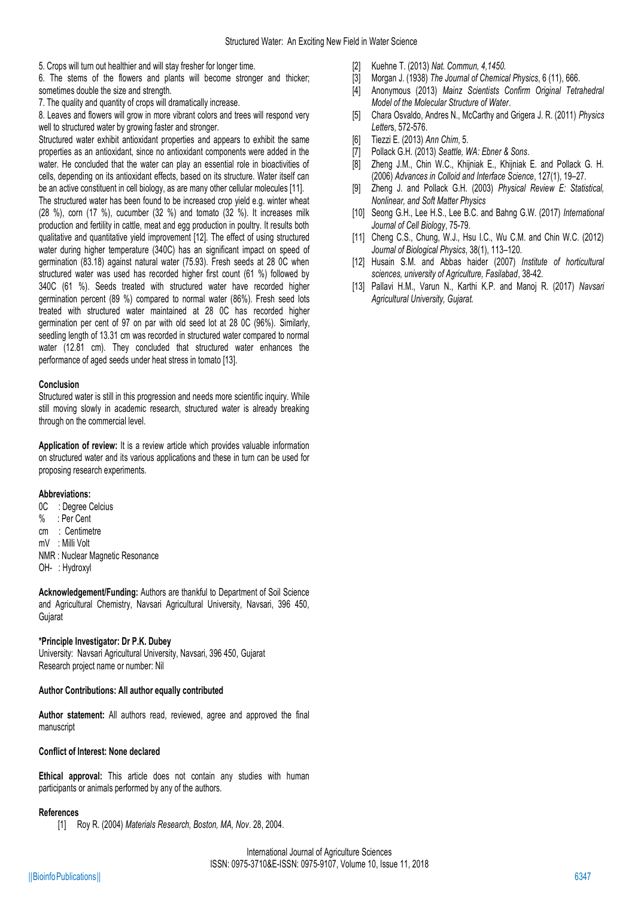5. Crops will turn out healthier and will stay fresher for longer time.

6. The stems of the flowers and plants will become stronger and thicker; sometimes double the size and strength.

7. The quality and quantity of crops will dramatically increase.

8. Leaves and flowers will grow in more vibrant colors and trees will respond very well to structured water by growing faster and stronger.

Structured water exhibit antioxidant properties and appears to exhibit the same properties as an antioxidant, since no antioxidant components were added in the water. He concluded that the water can play an essential role in bioactivities of cells, depending on its antioxidant effects, based on its structure. Water itself can be an active constituent in cell biology, as are many other cellular molecules [11].

The structured water has been found to be increased crop yield e.g. winter wheat (28 %), corn (17 %), cucumber (32 %) and tomato (32 %). It increases milk production and fertility in cattle, meat and egg production in poultry. It results both qualitative and quantitative yield improvement [12]. The effect of using structured water during higher temperature (340C) has an significant impact on speed of germination (83.18) against natural water (75.93). Fresh seeds at 28 0C when structured water was used has recorded higher first count (61 %) followed by 340C (61 %). Seeds treated with structured water have recorded higher germination percent (89 %) compared to normal water (86%). Fresh seed lots treated with structured water maintained at 28 0C has recorded higher germination per cent of 97 on par with old seed lot at 28 0C (96%). Similarly, seedling length of 13.31 cm was recorded in structured water compared to normal water (12.81 cm). They concluded that structured water enhances the performance of aged seeds under heat stress in tomato [13].

## Conclusion

Structured water is still in this progression and needs more scientific inquiry. While still moving slowly in academic research, structured water is already breaking through on the commercial level.

**Application of review:** It is a review article which provides valuable information on structured water and its various applications and these in turn can be used for proposing research experiments.

**Abbreviations:**

0C : Degree Celcius
% : Per Cent
cm : Centimetre
mV : Milli Volt
NMR : Nuclear Magnetic Resonance
OH- : Hydroxyl

**Acknowledgement/Funding:** Authors are thankful to Department of Soil Science and Agricultural Chemistry, Navsari Agricultural University, Navsari, 396 450, Gujarat

**\*Principle Investigator: Dr P.K. Dubey**

University: Navsari Agricultural University, Navsari, 396 450, Gujarat
Research project name or number: Nil

**Author Contributions: All author equally contributed**

**Author statement:** All authors read, reviewed, agree and approved the final manuscript

**Conflict of Interest: None declared**

**Ethical approval:** This article does not contain any studies with human participants or animals performed by any of the authors.

## References

[1] Roy R. (2004) *Materials Research, Boston, MA, Nov*. 28, 2004.

[2] Kuehne T. (2013) *Nat. Commun, 4,1450.*

[3] Morgan J. (1938) *The Journal of Chemical Physics*, 6 (11), 666.

[4] Anonymous (2013) *Mainz Scientists Confirm Original Tetrahedral Model of the Molecular Structure of Water*.

[5] Chara Osvaldo, Andres N., McCarthy and Grigera J. R. (2011) *Physics Letter*s, 572-576.

[6] Tiezzi E. (2013) *Ann Chim*, 5.

[7] Pollack G.H. (2013) *Seattle, WA: Ebner & Sons*.

[8] Zheng J.M., Chin W.C., Khijniak E., Khijniak E. and Pollack G. H. (2006) *Advances in Colloid and Interface Science*, 127(1), 19–27.

[9] Zheng J. and Pollack G.H. (2003) *Physical Review E: Statistical, Nonlinear, and Soft Matter Physics*

[10] Seong G.H., Lee H.S., Lee B.C. and Bahng G.W. (2017) *International Journal of Cell Biology*, 75-79.

[11] Cheng C.S., Chung, W.J., Hsu I.C., Wu C.M. and Chin W.C. (2012) *Journal of Biological Physics*, 38(1), 113–120.

[12] Husain S.M. and Abbas haider (2007) *Institute of horticultural sciences, university of Agriculture, Fasilabad*, 38-42.

[13] Pallavi H.M., Varun N., Karthi K.P. and Manoj R. (2017) *Navsari Agricultural University, Gujarat.*